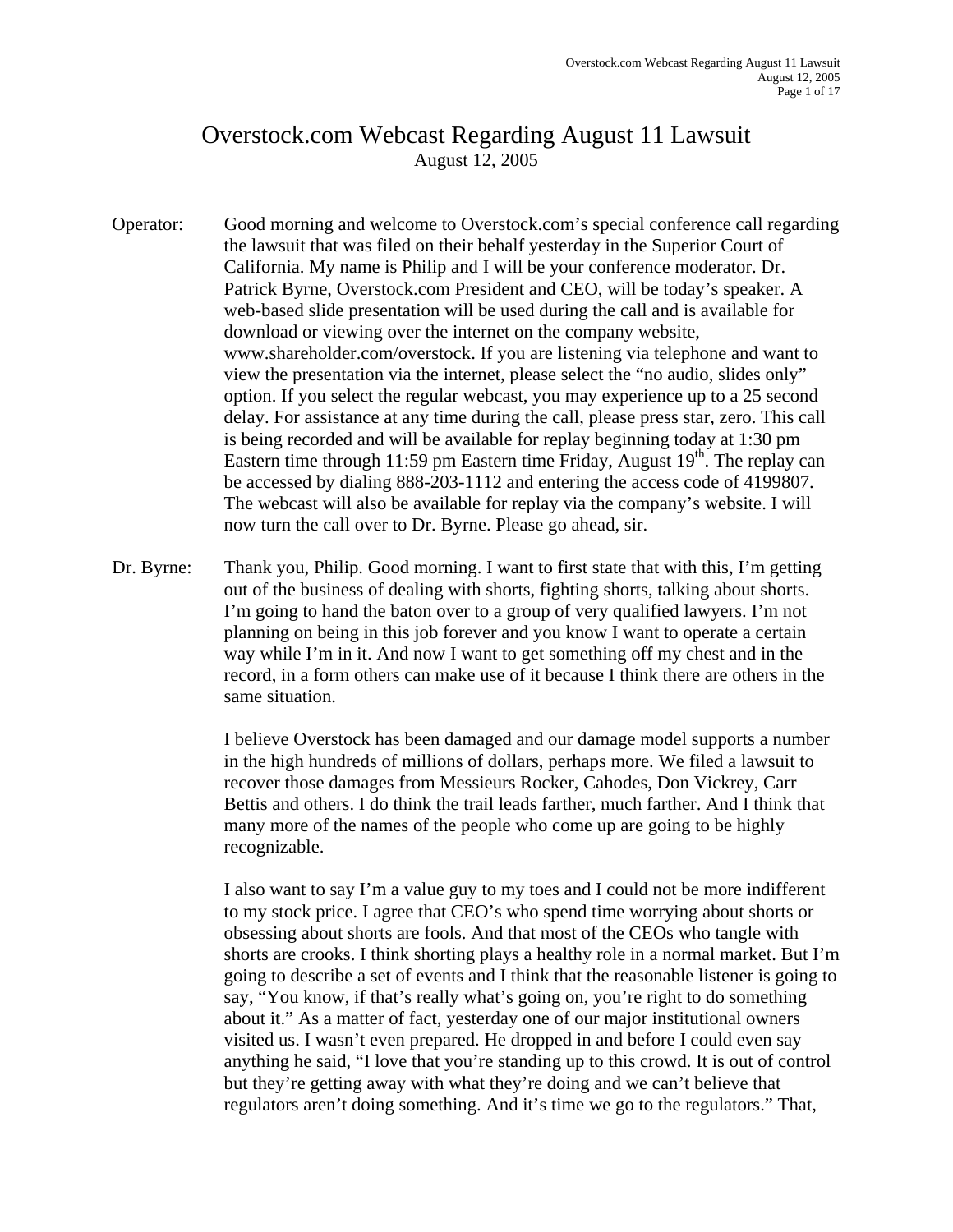# Overstock.com Webcast Regarding August 11 Lawsuit

August 12, 2005

**Operator:** Good morning and welcome to Overstock.com's special conference call regarding the lawsuit that was filed on their behalf yesterday in the Superior Court of California. My name is Philip and I will be your conference moderator. Dr. Patrick Byrne, Overstock.com President and CEO, will be today's speaker. A web-based slide presentation will be used during the call and is available for download or viewing over the internet on the company website, www.shareholder.com/overstock. If you are listening via telephone and want to view the presentation via the internet, please select the "no audio, slides only" option. If you select the regular webcast, you may experience up to a 25 second delay. For assistance at any time during the call, please press star, zero. This call is being recorded and will be available for replay beginning today at 1:30 pm Eastern time through 11:59 pm Eastern time Friday, August 19th. The replay can be accessed by dialing 888-203-1112 and entering the access code of 4199807. The webcast will also be available for replay via the company's website. I will now turn the call over to Dr. Byrne. Please go ahead, sir.

**Dr. Byrne:** Thank you, Philip. Good morning. I want to first state that with this, I'm getting out of the business of dealing with shorts, fighting shorts, talking about shorts. I'm going to hand the baton over to a group of very qualified lawyers. I'm not planning on being in this job forever and you know I want to operate a certain way while I'm in it. And now I want to get something off my chest and in the record, in a form others can make use of it because I think there are others in the same situation.

I believe Overstock has been damaged and our damage model supports a number in the high hundreds of millions of dollars, perhaps more. We filed a lawsuit to recover those damages from Messieurs Rocker, Cahodes, Don Vickrey, Carr Bettis and others. I do think the trail leads farther, much farther. And I think that many more of the names of the people who come up are going to be highly recognizable.

I also want to say I'm a value guy to my toes and I could not be more indifferent to my stock price. I agree that CEO's who spend time worrying about shorts or obsessing about shorts are fools. And that most of the CEOs who tangle with shorts are crooks. I think shorting plays a healthy role in a normal market. But I'm going to describe a set of events and I think that the reasonable listener is going to say, "You know, if that's really what's going on, you're right to do something about it." As a matter of fact, yesterday one of our major institutional owners visited us. I wasn't even prepared. He dropped in and before I could even say anything he said, "I love that you're standing up to this crowd. It is out of control but they're getting away with what they're doing and we can't believe that regulators aren't doing something. And it's time we go to the regulators." That,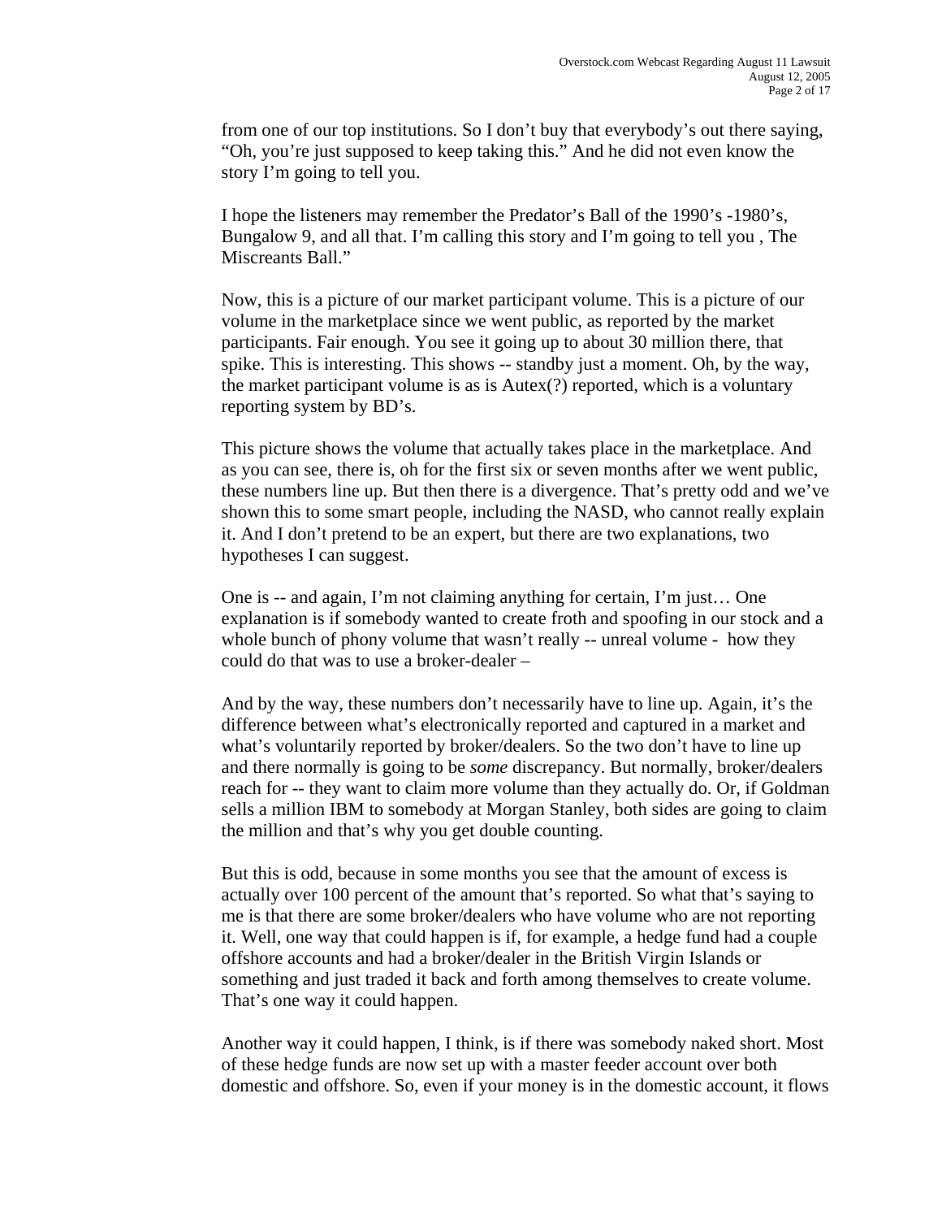from one of our top institutions. So I don't buy that everybody's out there saying, "Oh, you're just supposed to keep taking this." And he did not even know the story I'm going to tell you.

I hope the listeners may remember the Predator's Ball of the 1990's -1980's, Bungalow 9, and all that. I'm calling this story and I'm going to tell you , The Miscreants Ball."

Now, this is a picture of our market participant volume. This is a picture of our volume in the marketplace since we went public, as reported by the market participants. Fair enough. You see it going up to about 30 million there, that spike. This is interesting. This shows -- standby just a moment. Oh, by the way, the market participant volume is as is Autex(?) reported, which is a voluntary reporting system by BD's.

This picture shows the volume that actually takes place in the marketplace. And as you can see, there is, oh for the first six or seven months after we went public, these numbers line up. But then there is a divergence. That's pretty odd and we've shown this to some smart people, including the NASD, who cannot really explain it. And I don't pretend to be an expert, but there are two explanations, two hypotheses I can suggest.

One is -- and again, I'm not claiming anything for certain, I'm just… One explanation is if somebody wanted to create froth and spoofing in our stock and a whole bunch of phony volume that wasn't really -- unreal volume - how they could do that was to use a broker-dealer –

And by the way, these numbers don't necessarily have to line up. Again, it's the difference between what's electronically reported and captured in a market and what's voluntarily reported by broker/dealers. So the two don't have to line up and there normally is going to be *some* discrepancy. But normally, broker/dealers reach for -- they want to claim more volume than they actually do. Or, if Goldman sells a million IBM to somebody at Morgan Stanley, both sides are going to claim the million and that's why you get double counting.

But this is odd, because in some months you see that the amount of excess is actually over 100 percent of the amount that's reported. So what that's saying to me is that there are some broker/dealers who have volume who are not reporting it. Well, one way that could happen is if, for example, a hedge fund had a couple offshore accounts and had a broker/dealer in the British Virgin Islands or something and just traded it back and forth among themselves to create volume. That's one way it could happen.

Another way it could happen, I think, is if there was somebody naked short. Most of these hedge funds are now set up with a master feeder account over both domestic and offshore. So, even if your money is in the domestic account, it flows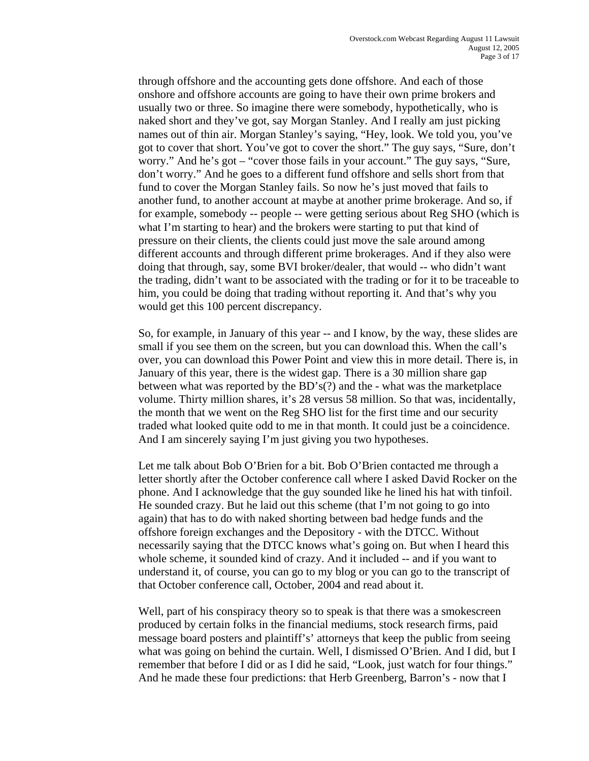through offshore and the accounting gets done offshore. And each of those onshore and offshore accounts are going to have their own prime brokers and usually two or three. So imagine there were somebody, hypothetically, who is naked short and they've got, say Morgan Stanley. And I really am just picking names out of thin air. Morgan Stanley's saying, "Hey, look. We told you, you've got to cover that short. You've got to cover the short." The guy says, "Sure, don't worry." And he's got – "cover those fails in your account." The guy says, "Sure, don't worry." And he goes to a different fund offshore and sells short from that fund to cover the Morgan Stanley fails. So now he's just moved that fails to another fund, to another account at maybe at another prime brokerage. And so, if for example, somebody -- people -- were getting serious about Reg SHO (which is what I'm starting to hear) and the brokers were starting to put that kind of pressure on their clients, the clients could just move the sale around among different accounts and through different prime brokerages. And if they also were doing that through, say, some BVI broker/dealer, that would -- who didn't want the trading, didn't want to be associated with the trading or for it to be traceable to him, you could be doing that trading without reporting it. And that's why you would get this 100 percent discrepancy.

So, for example, in January of this year -- and I know, by the way, these slides are small if you see them on the screen, but you can download this. When the call's over, you can download this Power Point and view this in more detail. There is, in January of this year, there is the widest gap. There is a 30 million share gap between what was reported by the BD's(?) and the - what was the marketplace volume. Thirty million shares, it's 28 versus 58 million. So that was, incidentally, the month that we went on the Reg SHO list for the first time and our security traded what looked quite odd to me in that month. It could just be a coincidence. And I am sincerely saying I'm just giving you two hypotheses.

Let me talk about Bob O'Brien for a bit. Bob O'Brien contacted me through a letter shortly after the October conference call where I asked David Rocker on the phone. And I acknowledge that the guy sounded like he lined his hat with tinfoil. He sounded crazy. But he laid out this scheme (that I'm not going to go into again) that has to do with naked shorting between bad hedge funds and the offshore foreign exchanges and the Depository - with the DTCC. Without necessarily saying that the DTCC knows what's going on. But when I heard this whole scheme, it sounded kind of crazy. And it included -- and if you want to understand it, of course, you can go to my blog or you can go to the transcript of that October conference call, October, 2004 and read about it.

Well, part of his conspiracy theory so to speak is that there was a smokescreen produced by certain folks in the financial mediums, stock research firms, paid message board posters and plaintiff's' attorneys that keep the public from seeing what was going on behind the curtain. Well, I dismissed O'Brien. And I did, but I remember that before I did or as I did he said, "Look, just watch for four things." And he made these four predictions: that Herb Greenberg, Barron's - now that I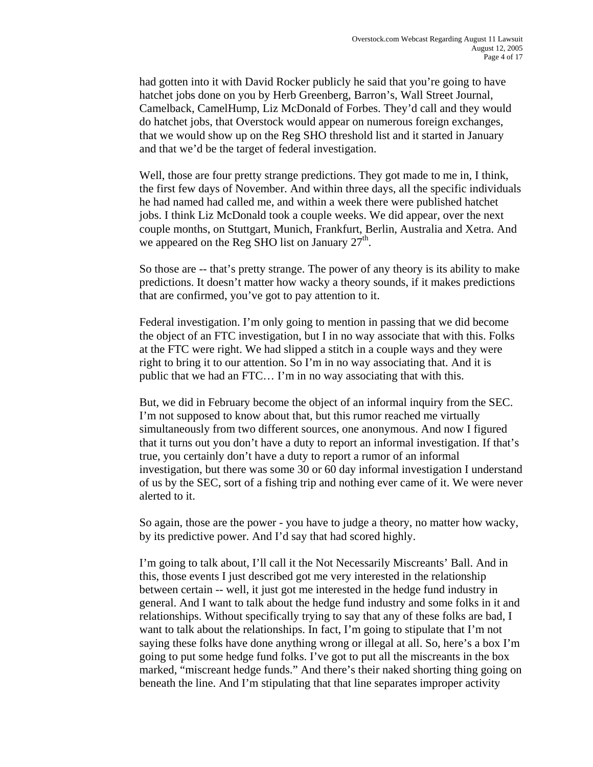had gotten into it with David Rocker publicly he said that you're going to have hatchet jobs done on you by Herb Greenberg, Barron's, Wall Street Journal, Camelback, CamelHump, Liz McDonald of Forbes. They'd call and they would do hatchet jobs, that Overstock would appear on numerous foreign exchanges, that we would show up on the Reg SHO threshold list and it started in January and that we'd be the target of federal investigation.

Well, those are four pretty strange predictions. They got made to me in, I think, the first few days of November. And within three days, all the specific individuals he had named had called me, and within a week there were published hatchet jobs. I think Liz McDonald took a couple weeks. We did appear, over the next couple months, on Stuttgart, Munich, Frankfurt, Berlin, Australia and Xetra. And we appeared on the Reg SHO list on January 27th.

So those are -- that's pretty strange. The power of any theory is its ability to make predictions. It doesn't matter how wacky a theory sounds, if it makes predictions that are confirmed, you've got to pay attention to it.

Federal investigation. I'm only going to mention in passing that we did become the object of an FTC investigation, but I in no way associate that with this. Folks at the FTC were right. We had slipped a stitch in a couple ways and they were right to bring it to our attention. So I'm in no way associating that. And it is public that we had an FTC… I'm in no way associating that with this.

But, we did in February become the object of an informal inquiry from the SEC. I'm not supposed to know about that, but this rumor reached me virtually simultaneously from two different sources, one anonymous. And now I figured that it turns out you don't have a duty to report an informal investigation. If that's true, you certainly don't have a duty to report a rumor of an informal investigation, but there was some 30 or 60 day informal investigation I understand of us by the SEC, sort of a fishing trip and nothing ever came of it. We were never alerted to it.

So again, those are the power - you have to judge a theory, no matter how wacky, by its predictive power. And I'd say that had scored highly.

I'm going to talk about, I'll call it the Not Necessarily Miscreants' Ball. And in this, those events I just described got me very interested in the relationship between certain -- well, it just got me interested in the hedge fund industry in general. And I want to talk about the hedge fund industry and some folks in it and relationships. Without specifically trying to say that any of these folks are bad, I want to talk about the relationships. In fact, I'm going to stipulate that I'm not saying these folks have done anything wrong or illegal at all. So, here's a box I'm going to put some hedge fund folks. I've got to put all the miscreants in the box marked, "miscreant hedge funds." And there's their naked shorting thing going on beneath the line. And I'm stipulating that that line separates improper activity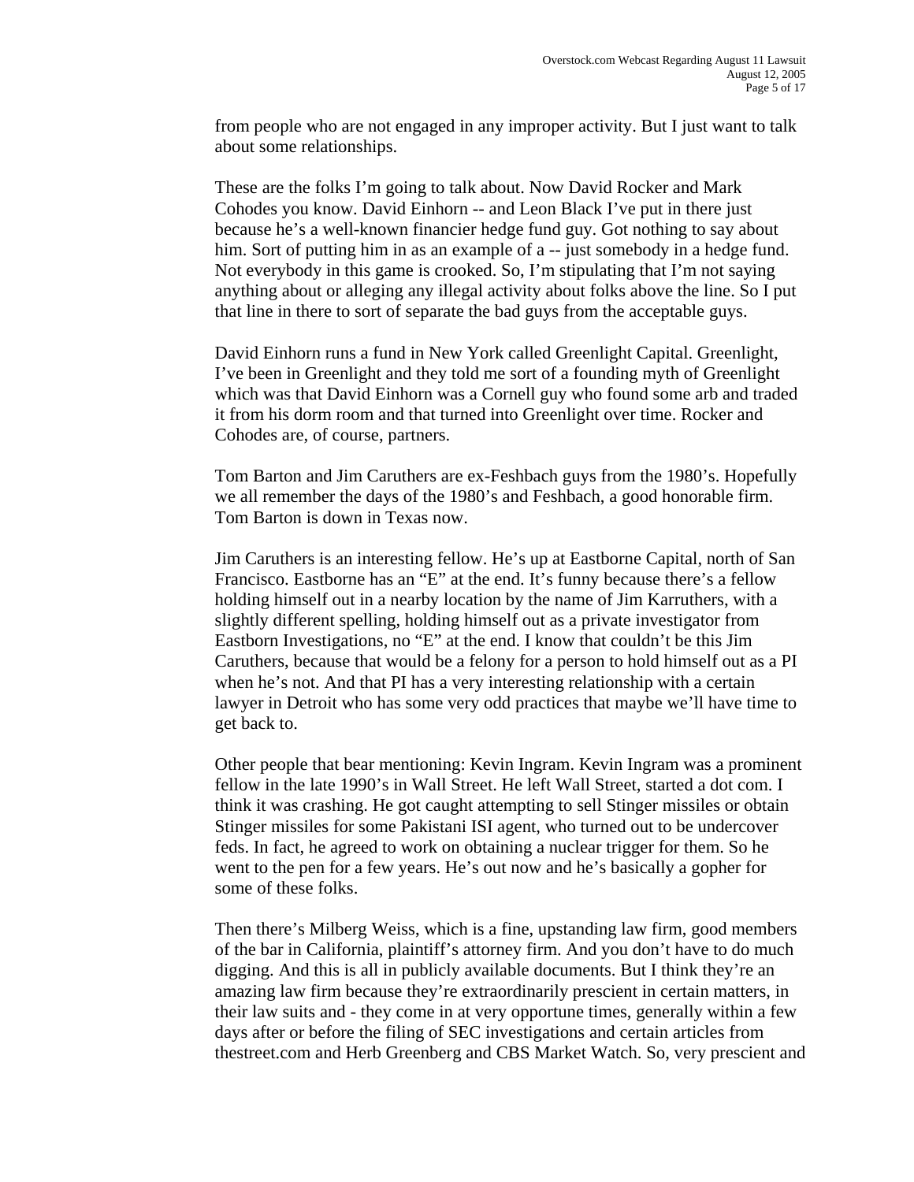from people who are not engaged in any improper activity. But I just want to talk about some relationships.

These are the folks I'm going to talk about. Now David Rocker and Mark Cohodes you know. David Einhorn -- and Leon Black I've put in there just because he's a well-known financier hedge fund guy. Got nothing to say about him. Sort of putting him in as an example of a -- just somebody in a hedge fund. Not everybody in this game is crooked. So, I'm stipulating that I'm not saying anything about or alleging any illegal activity about folks above the line. So I put that line in there to sort of separate the bad guys from the acceptable guys.

David Einhorn runs a fund in New York called Greenlight Capital. Greenlight, I've been in Greenlight and they told me sort of a founding myth of Greenlight which was that David Einhorn was a Cornell guy who found some arb and traded it from his dorm room and that turned into Greenlight over time. Rocker and Cohodes are, of course, partners.

Tom Barton and Jim Caruthers are ex-Feshbach guys from the 1980's. Hopefully we all remember the days of the 1980's and Feshbach, a good honorable firm. Tom Barton is down in Texas now.

Jim Caruthers is an interesting fellow. He's up at Eastborne Capital, north of San Francisco. Eastborne has an "E" at the end. It's funny because there's a fellow holding himself out in a nearby location by the name of Jim Karruthers, with a slightly different spelling, holding himself out as a private investigator from Eastborn Investigations, no "E" at the end. I know that couldn't be this Jim Caruthers, because that would be a felony for a person to hold himself out as a PI when he's not. And that PI has a very interesting relationship with a certain lawyer in Detroit who has some very odd practices that maybe we'll have time to get back to.

Other people that bear mentioning: Kevin Ingram. Kevin Ingram was a prominent fellow in the late 1990's in Wall Street. He left Wall Street, started a dot com. I think it was crashing. He got caught attempting to sell Stinger missiles or obtain Stinger missiles for some Pakistani ISI agent, who turned out to be undercover feds. In fact, he agreed to work on obtaining a nuclear trigger for them. So he went to the pen for a few years. He's out now and he's basically a gopher for some of these folks.

Then there's Milberg Weiss, which is a fine, upstanding law firm, good members of the bar in California, plaintiff's attorney firm. And you don't have to do much digging. And this is all in publicly available documents. But I think they're an amazing law firm because they're extraordinarily prescient in certain matters, in their law suits and - they come in at very opportune times, generally within a few days after or before the filing of SEC investigations and certain articles from thestreet.com and Herb Greenberg and CBS Market Watch. So, very prescient and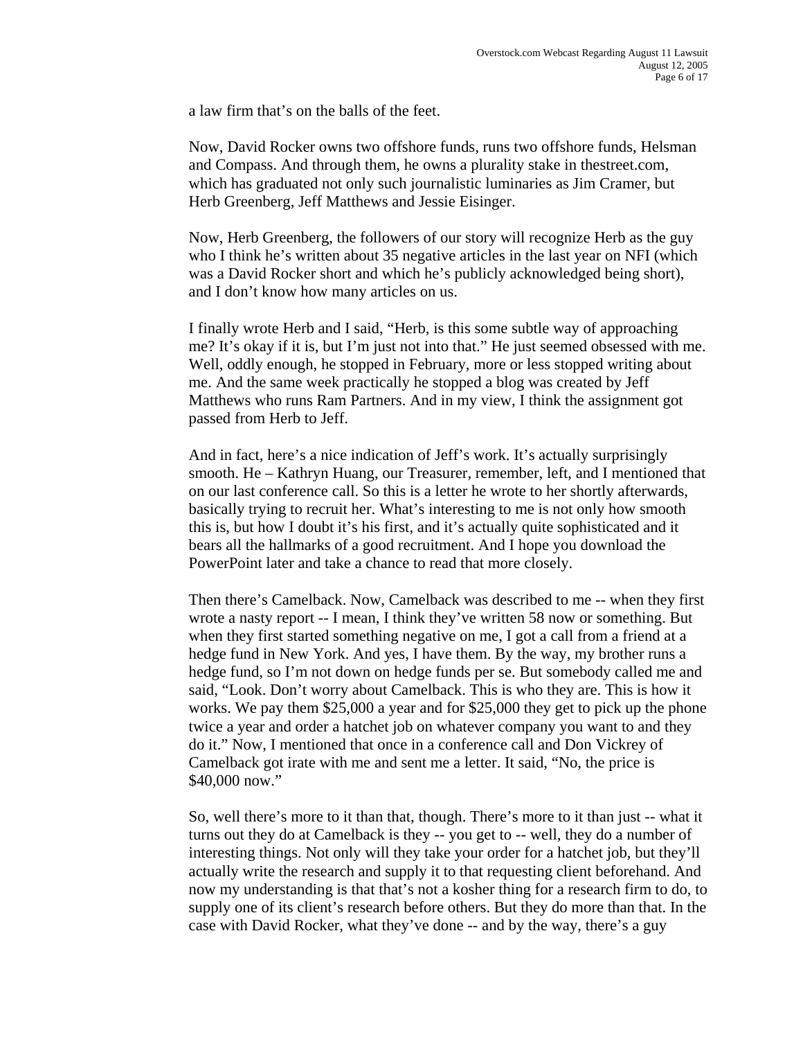a law firm that's on the balls of the feet.

Now, David Rocker owns two offshore funds, runs two offshore funds, Helsman and Compass. And through them, he owns a plurality stake in thestreet.com, which has graduated not only such journalistic luminaries as Jim Cramer, but Herb Greenberg, Jeff Matthews and Jessie Eisinger.

Now, Herb Greenberg, the followers of our story will recognize Herb as the guy who I think he's written about 35 negative articles in the last year on NFI (which was a David Rocker short and which he's publicly acknowledged being short), and I don't know how many articles on us.

I finally wrote Herb and I said, "Herb, is this some subtle way of approaching me? It's okay if it is, but I'm just not into that." He just seemed obsessed with me. Well, oddly enough, he stopped in February, more or less stopped writing about me. And the same week practically he stopped a blog was created by Jeff Matthews who runs Ram Partners. And in my view, I think the assignment got passed from Herb to Jeff.

And in fact, here's a nice indication of Jeff's work. It's actually surprisingly smooth. He – Kathryn Huang, our Treasurer, remember, left, and I mentioned that on our last conference call. So this is a letter he wrote to her shortly afterwards, basically trying to recruit her. What's interesting to me is not only how smooth this is, but how I doubt it's his first, and it's actually quite sophisticated and it bears all the hallmarks of a good recruitment. And I hope you download the PowerPoint later and take a chance to read that more closely.

Then there's Camelback. Now, Camelback was described to me -- when they first wrote a nasty report -- I mean, I think they've written 58 now or something. But when they first started something negative on me, I got a call from a friend at a hedge fund in New York. And yes, I have them. By the way, my brother runs a hedge fund, so I'm not down on hedge funds per se. But somebody called me and said, "Look. Don't worry about Camelback. This is who they are. This is how it works. We pay them $25,000 a year and for $25,000 they get to pick up the phone twice a year and order a hatchet job on whatever company you want to and they do it." Now, I mentioned that once in a conference call and Don Vickrey of Camelback got irate with me and sent me a letter. It said, "No, the price is $40,000 now."

So, well there's more to it than that, though. There's more to it than just -- what it turns out they do at Camelback is they -- you get to -- well, they do a number of interesting things. Not only will they take your order for a hatchet job, but they'll actually write the research and supply it to that requesting client beforehand. And now my understanding is that that's not a kosher thing for a research firm to do, to supply one of its client's research before others. But they do more than that. In the case with David Rocker, what they've done -- and by the way, there's a guy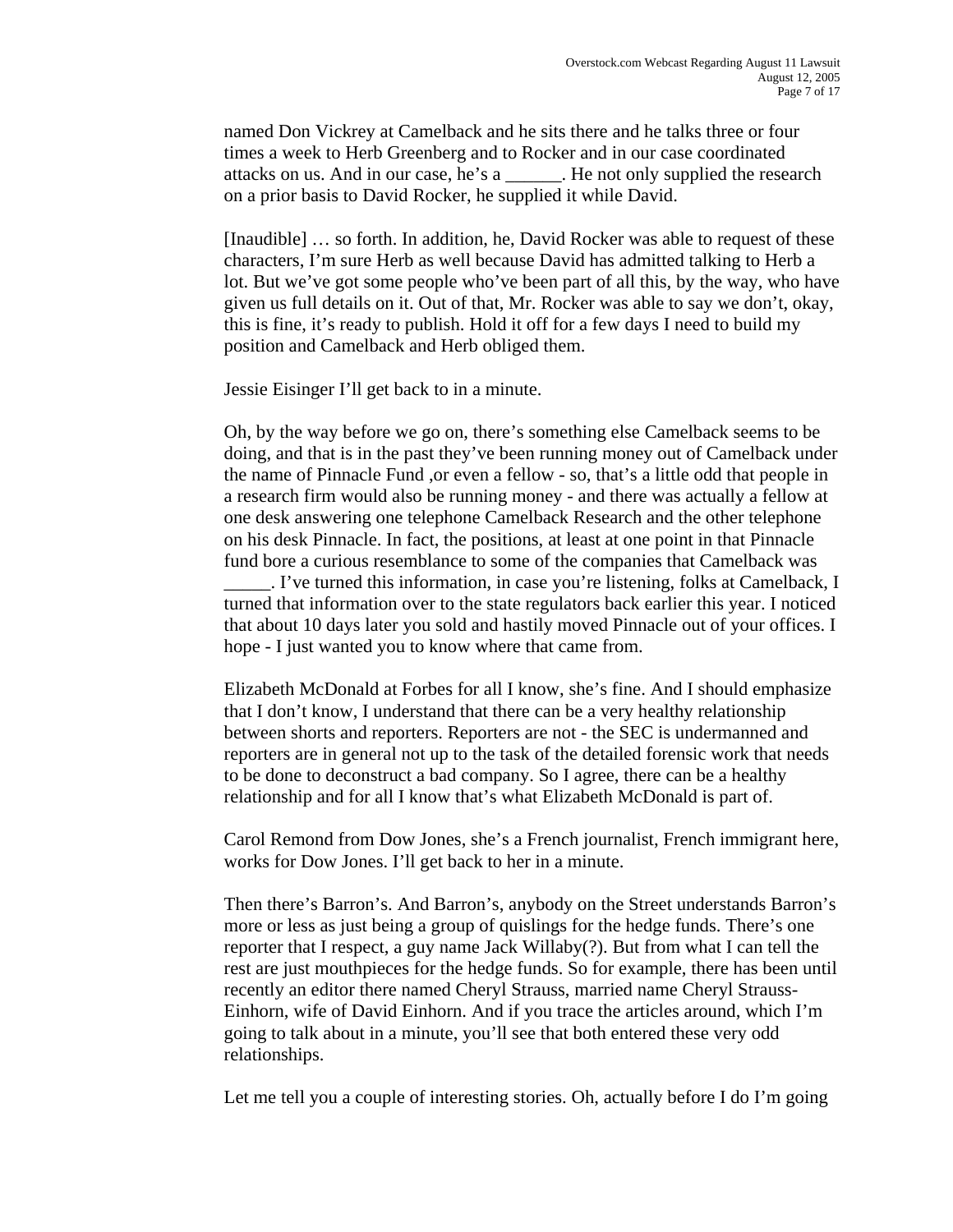named Don Vickrey at Camelback and he sits there and he talks three or four times a week to Herb Greenberg and to Rocker and in our case coordinated attacks on us. And in our case, he's a ______. He not only supplied the research on a prior basis to David Rocker, he supplied it while David.

[Inaudible] … so forth. In addition, he, David Rocker was able to request of these characters, I'm sure Herb as well because David has admitted talking to Herb a lot. But we've got some people who've been part of all this, by the way, who have given us full details on it. Out of that, Mr. Rocker was able to say we don't, okay, this is fine, it's ready to publish. Hold it off for a few days I need to build my position and Camelback and Herb obliged them.

Jessie Eisinger I'll get back to in a minute.

Oh, by the way before we go on, there's something else Camelback seems to be doing, and that is in the past they've been running money out of Camelback under the name of Pinnacle Fund ,or even a fellow - so, that's a little odd that people in a research firm would also be running money - and there was actually a fellow at one desk answering one telephone Camelback Research and the other telephone on his desk Pinnacle. In fact, the positions, at least at one point in that Pinnacle fund bore a curious resemblance to some of the companies that Camelback was _____. I've turned this information, in case you're listening, folks at Camelback, I turned that information over to the state regulators back earlier this year. I noticed that about 10 days later you sold and hastily moved Pinnacle out of your offices. I hope - I just wanted you to know where that came from.

Elizabeth McDonald at Forbes for all I know, she's fine. And I should emphasize that I don't know, I understand that there can be a very healthy relationship between shorts and reporters. Reporters are not - the SEC is undermanned and reporters are in general not up to the task of the detailed forensic work that needs to be done to deconstruct a bad company. So I agree, there can be a healthy relationship and for all I know that's what Elizabeth McDonald is part of.

Carol Remond from Dow Jones, she's a French journalist, French immigrant here, works for Dow Jones. I'll get back to her in a minute.

Then there's Barron's. And Barron's, anybody on the Street understands Barron's more or less as just being a group of quislings for the hedge funds. There's one reporter that I respect, a guy name Jack Willaby(?). But from what I can tell the rest are just mouthpieces for the hedge funds. So for example, there has been until recently an editor there named Cheryl Strauss, married name Cheryl Strauss-Einhorn, wife of David Einhorn. And if you trace the articles around, which I'm going to talk about in a minute, you'll see that both entered these very odd relationships.

Let me tell you a couple of interesting stories. Oh, actually before I do I'm going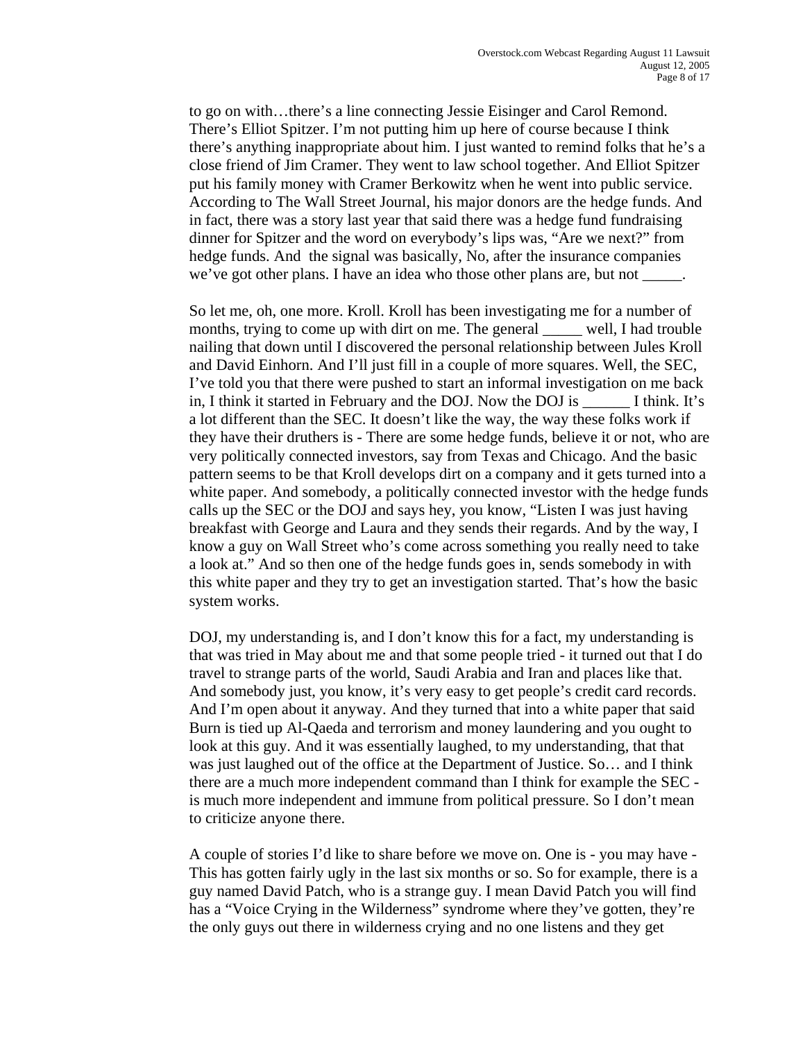to go on with…there's a line connecting Jessie Eisinger and Carol Remond. There's Elliot Spitzer. I'm not putting him up here of course because I think there's anything inappropriate about him. I just wanted to remind folks that he's a close friend of Jim Cramer. They went to law school together. And Elliot Spitzer put his family money with Cramer Berkowitz when he went into public service. According to The Wall Street Journal, his major donors are the hedge funds. And in fact, there was a story last year that said there was a hedge fund fundraising dinner for Spitzer and the word on everybody's lips was, "Are we next?" from hedge funds. And the signal was basically, No, after the insurance companies we've got other plans. I have an idea who those other plans are, but not _____.

So let me, oh, one more. Kroll. Kroll has been investigating me for a number of months, trying to come up with dirt on me. The general _____ well, I had trouble nailing that down until I discovered the personal relationship between Jules Kroll and David Einhorn. And I'll just fill in a couple of more squares. Well, the SEC, I've told you that there were pushed to start an informal investigation on me back in, I think it started in February and the DOJ. Now the DOJ is ______ I think. It's a lot different than the SEC. It doesn't like the way, the way these folks work if they have their druthers is - There are some hedge funds, believe it or not, who are very politically connected investors, say from Texas and Chicago. And the basic pattern seems to be that Kroll develops dirt on a company and it gets turned into a white paper. And somebody, a politically connected investor with the hedge funds calls up the SEC or the DOJ and says hey, you know, "Listen I was just having breakfast with George and Laura and they sends their regards. And by the way, I know a guy on Wall Street who's come across something you really need to take a look at." And so then one of the hedge funds goes in, sends somebody in with this white paper and they try to get an investigation started. That's how the basic system works.

DOJ, my understanding is, and I don't know this for a fact, my understanding is that was tried in May about me and that some people tried - it turned out that I do travel to strange parts of the world, Saudi Arabia and Iran and places like that. And somebody just, you know, it's very easy to get people's credit card records. And I'm open about it anyway. And they turned that into a white paper that said Burn is tied up Al-Qaeda and terrorism and money laundering and you ought to look at this guy. And it was essentially laughed, to my understanding, that that was just laughed out of the office at the Department of Justice. So… and I think there are a much more independent command than I think for example the SEC - is much more independent and immune from political pressure. So I don't mean to criticize anyone there.

A couple of stories I'd like to share before we move on. One is - you may have - This has gotten fairly ugly in the last six months or so. So for example, there is a guy named David Patch, who is a strange guy. I mean David Patch you will find has a "Voice Crying in the Wilderness" syndrome where they've gotten, they're the only guys out there in wilderness crying and no one listens and they get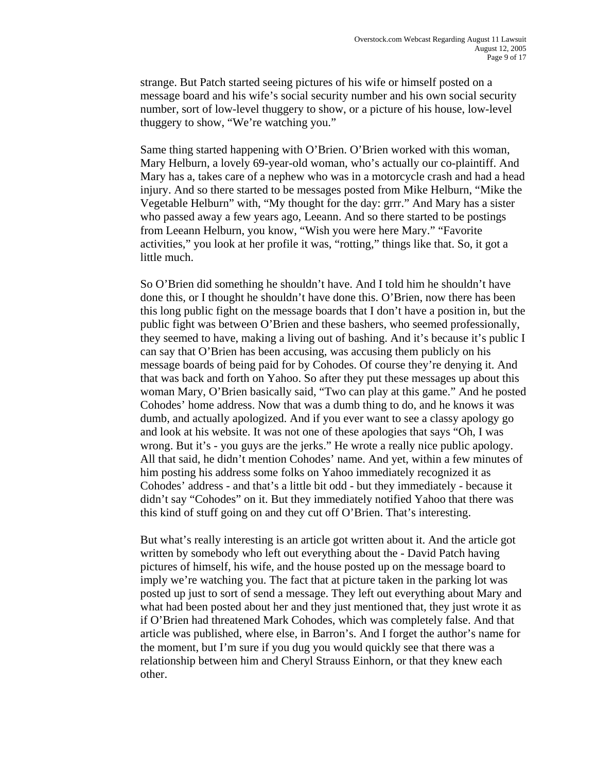strange. But Patch started seeing pictures of his wife or himself posted on a message board and his wife's social security number and his own social security number, sort of low-level thuggery to show, or a picture of his house, low-level thuggery to show, "We're watching you."

Same thing started happening with O'Brien. O'Brien worked with this woman, Mary Helburn, a lovely 69-year-old woman, who's actually our co-plaintiff. And Mary has a, takes care of a nephew who was in a motorcycle crash and had a head injury. And so there started to be messages posted from Mike Helburn, "Mike the Vegetable Helburn" with, "My thought for the day: grrr." And Mary has a sister who passed away a few years ago, Leeann. And so there started to be postings from Leeann Helburn, you know, "Wish you were here Mary." "Favorite activities," you look at her profile it was, "rotting," things like that. So, it got a little much.

So O'Brien did something he shouldn't have. And I told him he shouldn't have done this, or I thought he shouldn't have done this. O'Brien, now there has been this long public fight on the message boards that I don't have a position in, but the public fight was between O'Brien and these bashers, who seemed professionally, they seemed to have, making a living out of bashing. And it's because it's public I can say that O'Brien has been accusing, was accusing them publicly on his message boards of being paid for by Cohodes. Of course they're denying it. And that was back and forth on Yahoo. So after they put these messages up about this woman Mary, O'Brien basically said, "Two can play at this game." And he posted Cohodes' home address. Now that was a dumb thing to do, and he knows it was dumb, and actually apologized. And if you ever want to see a classy apology go and look at his website. It was not one of these apologies that says "Oh, I was wrong. But it's - you guys are the jerks." He wrote a really nice public apology. All that said, he didn't mention Cohodes' name. And yet, within a few minutes of him posting his address some folks on Yahoo immediately recognized it as Cohodes' address - and that's a little bit odd - but they immediately - because it didn't say "Cohodes" on it. But they immediately notified Yahoo that there was this kind of stuff going on and they cut off O'Brien. That's interesting.

But what's really interesting is an article got written about it. And the article got written by somebody who left out everything about the - David Patch having pictures of himself, his wife, and the house posted up on the message board to imply we're watching you. The fact that at picture taken in the parking lot was posted up just to sort of send a message. They left out everything about Mary and what had been posted about her and they just mentioned that, they just wrote it as if O'Brien had threatened Mark Cohodes, which was completely false. And that article was published, where else, in Barron's. And I forget the author's name for the moment, but I'm sure if you dug you would quickly see that there was a relationship between him and Cheryl Strauss Einhorn, or that they knew each other.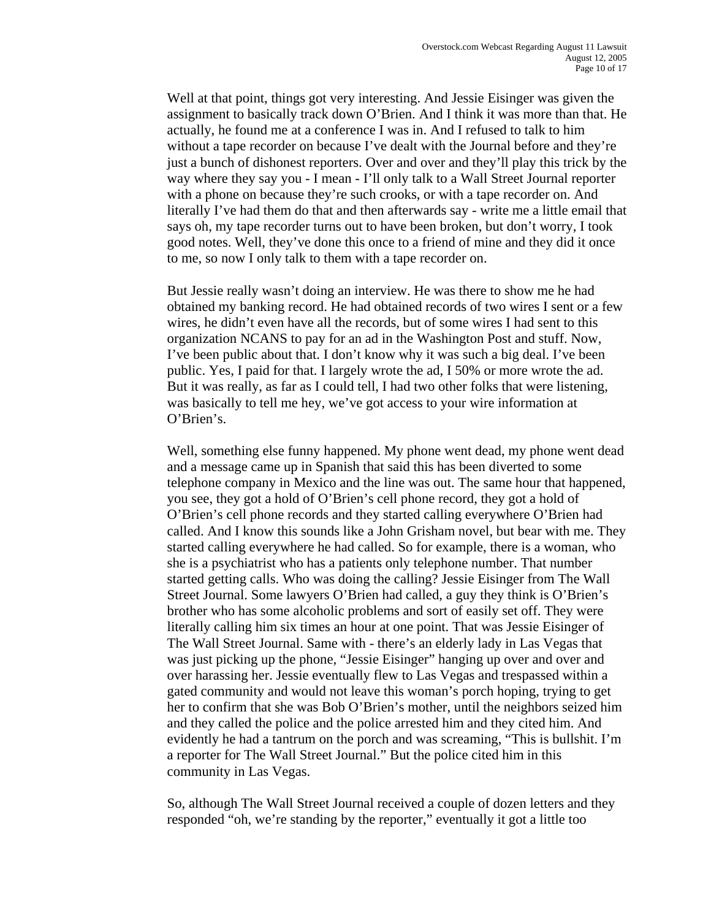Well at that point, things got very interesting. And Jessie Eisinger was given the assignment to basically track down O'Brien. And I think it was more than that. He actually, he found me at a conference I was in. And I refused to talk to him without a tape recorder on because I've dealt with the Journal before and they're just a bunch of dishonest reporters. Over and over and they'll play this trick by the way where they say you - I mean - I'll only talk to a Wall Street Journal reporter with a phone on because they're such crooks, or with a tape recorder on. And literally I've had them do that and then afterwards say - write me a little email that says oh, my tape recorder turns out to have been broken, but don't worry, I took good notes. Well, they've done this once to a friend of mine and they did it once to me, so now I only talk to them with a tape recorder on.

But Jessie really wasn't doing an interview. He was there to show me he had obtained my banking record. He had obtained records of two wires I sent or a few wires, he didn't even have all the records, but of some wires I had sent to this organization NCANS to pay for an ad in the Washington Post and stuff. Now, I've been public about that. I don't know why it was such a big deal. I've been public. Yes, I paid for that. I largely wrote the ad, I 50% or more wrote the ad. But it was really, as far as I could tell, I had two other folks that were listening, was basically to tell me hey, we've got access to your wire information at O'Brien's.

Well, something else funny happened. My phone went dead, my phone went dead and a message came up in Spanish that said this has been diverted to some telephone company in Mexico and the line was out. The same hour that happened, you see, they got a hold of O'Brien's cell phone record, they got a hold of O'Brien's cell phone records and they started calling everywhere O'Brien had called. And I know this sounds like a John Grisham novel, but bear with me. They started calling everywhere he had called. So for example, there is a woman, who she is a psychiatrist who has a patients only telephone number. That number started getting calls. Who was doing the calling? Jessie Eisinger from The Wall Street Journal. Some lawyers O'Brien had called, a guy they think is O'Brien's brother who has some alcoholic problems and sort of easily set off. They were literally calling him six times an hour at one point. That was Jessie Eisinger of The Wall Street Journal. Same with - there's an elderly lady in Las Vegas that was just picking up the phone, "Jessie Eisinger" hanging up over and over and over harassing her. Jessie eventually flew to Las Vegas and trespassed within a gated community and would not leave this woman's porch hoping, trying to get her to confirm that she was Bob O'Brien's mother, until the neighbors seized him and they called the police and the police arrested him and they cited him. And evidently he had a tantrum on the porch and was screaming, "This is bullshit. I'm a reporter for The Wall Street Journal." But the police cited him in this community in Las Vegas.

So, although The Wall Street Journal received a couple of dozen letters and they responded "oh, we're standing by the reporter," eventually it got a little too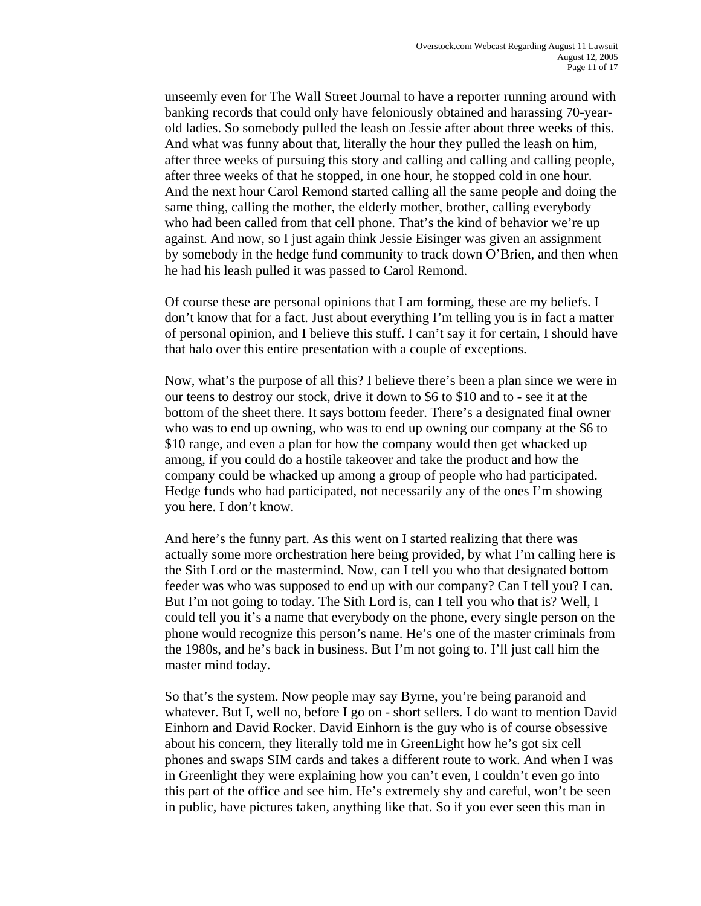unseemly even for The Wall Street Journal to have a reporter running around with banking records that could only have feloniously obtained and harassing 70-year-old ladies. So somebody pulled the leash on Jessie after about three weeks of this. And what was funny about that, literally the hour they pulled the leash on him, after three weeks of pursuing this story and calling and calling and calling people, after three weeks of that he stopped, in one hour, he stopped cold in one hour. And the next hour Carol Remond started calling all the same people and doing the same thing, calling the mother, the elderly mother, brother, calling everybody who had been called from that cell phone. That's the kind of behavior we're up against. And now, so I just again think Jessie Eisinger was given an assignment by somebody in the hedge fund community to track down O'Brien, and then when he had his leash pulled it was passed to Carol Remond.

Of course these are personal opinions that I am forming, these are my beliefs. I don't know that for a fact. Just about everything I'm telling you is in fact a matter of personal opinion, and I believe this stuff. I can't say it for certain, I should have that halo over this entire presentation with a couple of exceptions.

Now, what's the purpose of all this? I believe there's been a plan since we were in our teens to destroy our stock, drive it down to $6 to $10 and to - see it at the bottom of the sheet there. It says bottom feeder. There's a designated final owner who was to end up owning, who was to end up owning our company at the $6 to $10 range, and even a plan for how the company would then get whacked up among, if you could do a hostile takeover and take the product and how the company could be whacked up among a group of people who had participated. Hedge funds who had participated, not necessarily any of the ones I'm showing you here. I don't know.

And here's the funny part. As this went on I started realizing that there was actually some more orchestration here being provided, by what I'm calling here is the Sith Lord or the mastermind. Now, can I tell you who that designated bottom feeder was who was supposed to end up with our company? Can I tell you? I can. But I'm not going to today. The Sith Lord is, can I tell you who that is? Well, I could tell you it's a name that everybody on the phone, every single person on the phone would recognize this person's name. He's one of the master criminals from the 1980s, and he's back in business. But I'm not going to. I'll just call him the master mind today.

So that's the system. Now people may say Byrne, you're being paranoid and whatever. But I, well no, before I go on - short sellers. I do want to mention David Einhorn and David Rocker. David Einhorn is the guy who is of course obsessive about his concern, they literally told me in GreenLight how he's got six cell phones and swaps SIM cards and takes a different route to work. And when I was in Greenlight they were explaining how you can't even, I couldn't even go into this part of the office and see him. He's extremely shy and careful, won't be seen in public, have pictures taken, anything like that. So if you ever seen this man in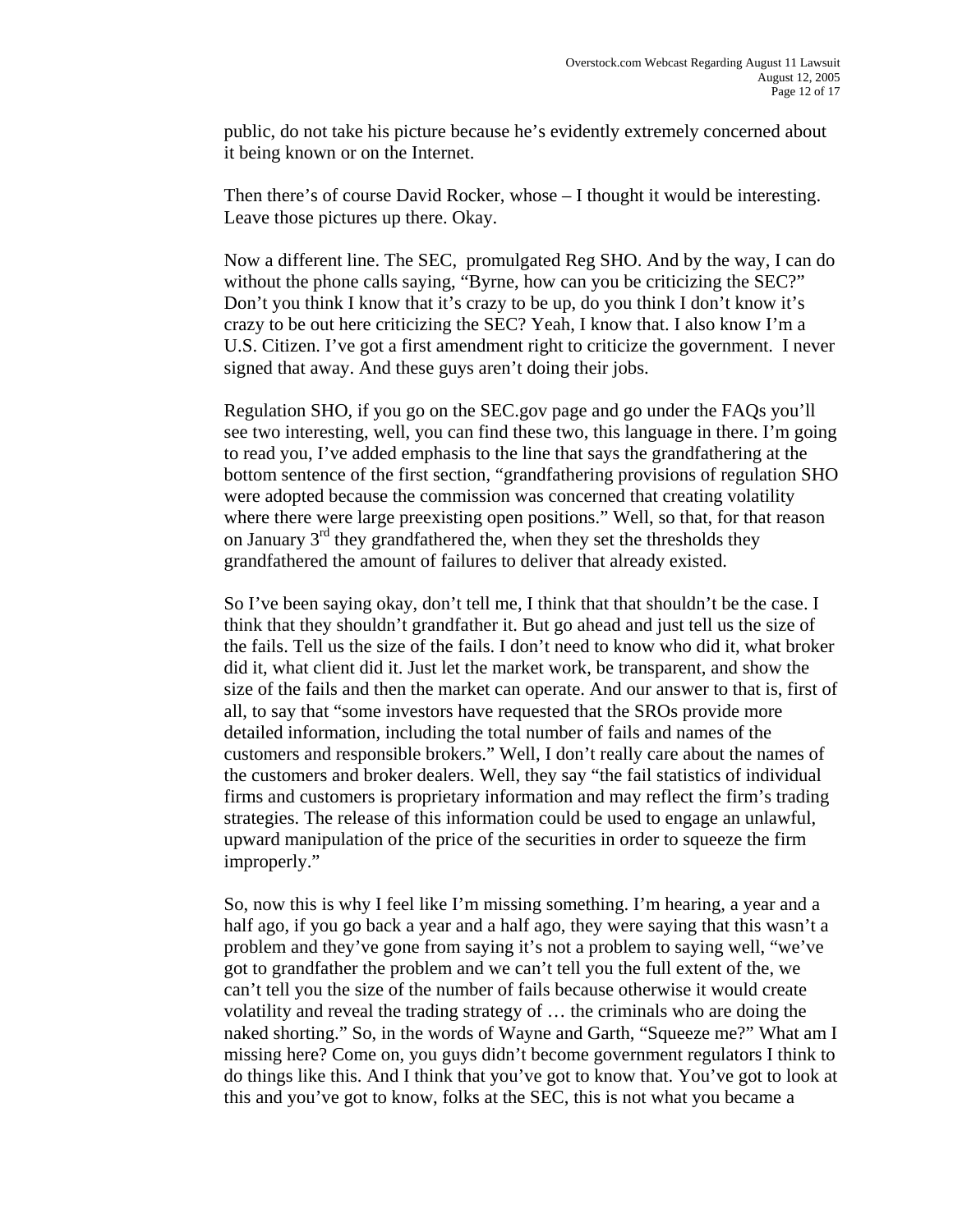public, do not take his picture because he's evidently extremely concerned about it being known or on the Internet.

Then there's of course David Rocker, whose – I thought it would be interesting. Leave those pictures up there. Okay.

Now a different line. The SEC, promulgated Reg SHO. And by the way, I can do without the phone calls saying, "Byrne, how can you be criticizing the SEC?" Don't you think I know that it's crazy to be up, do you think I don't know it's crazy to be out here criticizing the SEC? Yeah, I know that. I also know I'm a U.S. Citizen. I've got a first amendment right to criticize the government. I never signed that away. And these guys aren't doing their jobs.

Regulation SHO, if you go on the SEC.gov page and go under the FAQs you'll see two interesting, well, you can find these two, this language in there. I'm going to read you, I've added emphasis to the line that says the grandfathering at the bottom sentence of the first section, "grandfathering provisions of regulation SHO were adopted because the commission was concerned that creating volatility where there were large preexisting open positions." Well, so that, for that reason on January 3rd they grandfathered the, when they set the thresholds they grandfathered the amount of failures to deliver that already existed.

So I've been saying okay, don't tell me, I think that that shouldn't be the case. I think that they shouldn't grandfather it. But go ahead and just tell us the size of the fails. Tell us the size of the fails. I don't need to know who did it, what broker did it, what client did it. Just let the market work, be transparent, and show the size of the fails and then the market can operate. And our answer to that is, first of all, to say that "some investors have requested that the SROs provide more detailed information, including the total number of fails and names of the customers and responsible brokers." Well, I don't really care about the names of the customers and broker dealers. Well, they say "the fail statistics of individual firms and customers is proprietary information and may reflect the firm's trading strategies. The release of this information could be used to engage an unlawful, upward manipulation of the price of the securities in order to squeeze the firm improperly."

So, now this is why I feel like I'm missing something. I'm hearing, a year and a half ago, if you go back a year and a half ago, they were saying that this wasn't a problem and they've gone from saying it's not a problem to saying well, "we've got to grandfather the problem and we can't tell you the full extent of the, we can't tell you the size of the number of fails because otherwise it would create volatility and reveal the trading strategy of … the criminals who are doing the naked shorting." So, in the words of Wayne and Garth, "Squeeze me?" What am I missing here? Come on, you guys didn't become government regulators I think to do things like this. And I think that you've got to know that. You've got to look at this and you've got to know, folks at the SEC, this is not what you became a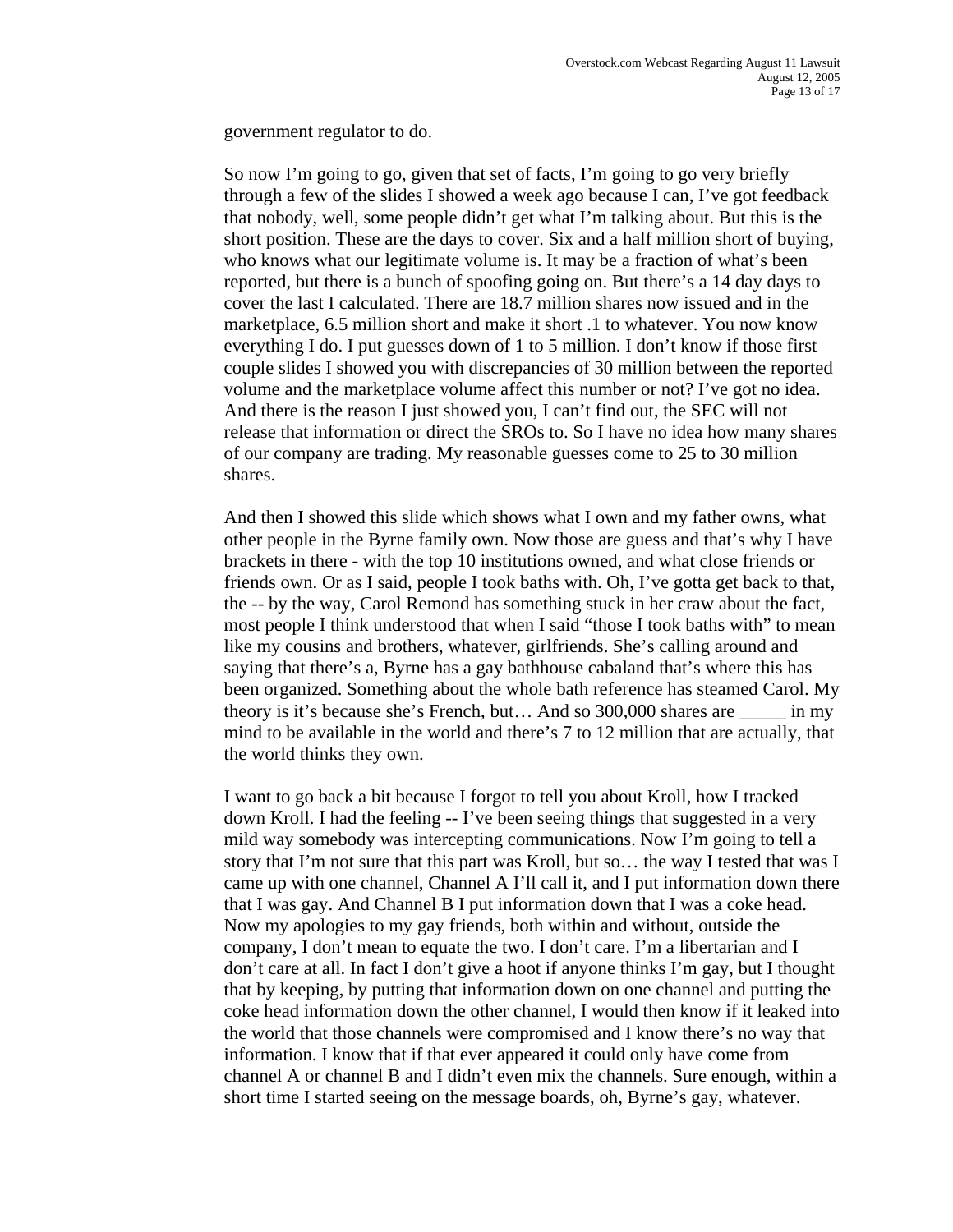government regulator to do.

So now I'm going to go, given that set of facts, I'm going to go very briefly through a few of the slides I showed a week ago because I can, I've got feedback that nobody, well, some people didn't get what I'm talking about. But this is the short position. These are the days to cover. Six and a half million short of buying, who knows what our legitimate volume is. It may be a fraction of what's been reported, but there is a bunch of spoofing going on. But there's a 14 day days to cover the last I calculated. There are 18.7 million shares now issued and in the marketplace, 6.5 million short and make it short .1 to whatever. You now know everything I do. I put guesses down of 1 to 5 million. I don't know if those first couple slides I showed you with discrepancies of 30 million between the reported volume and the marketplace volume affect this number or not? I've got no idea. And there is the reason I just showed you, I can't find out, the SEC will not release that information or direct the SROs to. So I have no idea how many shares of our company are trading. My reasonable guesses come to 25 to 30 million shares.

And then I showed this slide which shows what I own and my father owns, what other people in the Byrne family own. Now those are guess and that's why I have brackets in there - with the top 10 institutions owned, and what close friends or friends own. Or as I said, people I took baths with. Oh, I've gotta get back to that, the -- by the way, Carol Remond has something stuck in her craw about the fact, most people I think understood that when I said "those I took baths with" to mean like my cousins and brothers, whatever, girlfriends. She's calling around and saying that there's a, Byrne has a gay bathhouse cabaland that's where this has been organized. Something about the whole bath reference has steamed Carol. My theory is it's because she's French, but… And so 300,000 shares are _____ in my mind to be available in the world and there's 7 to 12 million that are actually, that the world thinks they own.

I want to go back a bit because I forgot to tell you about Kroll, how I tracked down Kroll. I had the feeling -- I've been seeing things that suggested in a very mild way somebody was intercepting communications. Now I'm going to tell a story that I'm not sure that this part was Kroll, but so… the way I tested that was I came up with one channel, Channel A I'll call it, and I put information down there that I was gay. And Channel B I put information down that I was a coke head. Now my apologies to my gay friends, both within and without, outside the company, I don't mean to equate the two. I don't care. I'm a libertarian and I don't care at all. In fact I don't give a hoot if anyone thinks I'm gay, but I thought that by keeping, by putting that information down on one channel and putting the coke head information down the other channel, I would then know if it leaked into the world that those channels were compromised and I know there's no way that information. I know that if that ever appeared it could only have come from channel A or channel B and I didn't even mix the channels. Sure enough, within a short time I started seeing on the message boards, oh, Byrne's gay, whatever.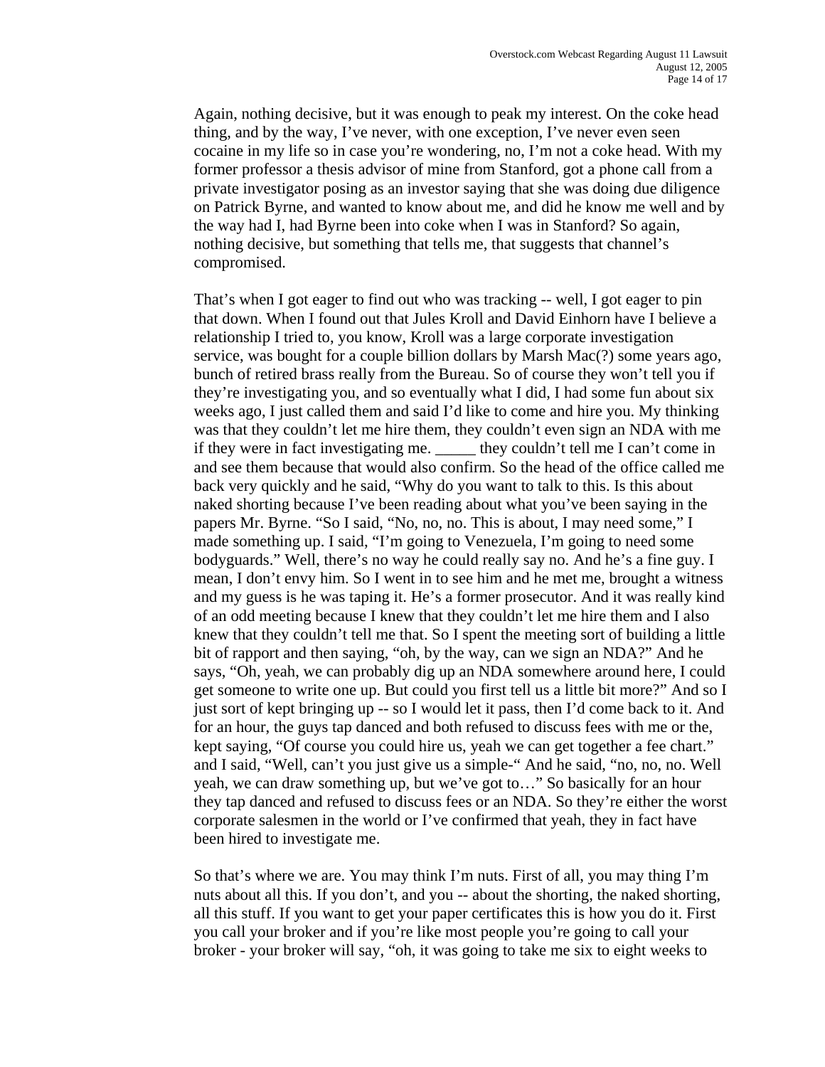Again, nothing decisive, but it was enough to peak my interest. On the coke head thing, and by the way, I've never, with one exception, I've never even seen cocaine in my life so in case you're wondering, no, I'm not a coke head. With my former professor a thesis advisor of mine from Stanford, got a phone call from a private investigator posing as an investor saying that she was doing due diligence on Patrick Byrne, and wanted to know about me, and did he know me well and by the way had I, had Byrne been into coke when I was in Stanford? So again, nothing decisive, but something that tells me, that suggests that channel's compromised.

That's when I got eager to find out who was tracking -- well, I got eager to pin that down. When I found out that Jules Kroll and David Einhorn have I believe a relationship I tried to, you know, Kroll was a large corporate investigation service, was bought for a couple billion dollars by Marsh Mac(?) some years ago, bunch of retired brass really from the Bureau. So of course they won't tell you if they're investigating you, and so eventually what I did, I had some fun about six weeks ago, I just called them and said I'd like to come and hire you. My thinking was that they couldn't let me hire them, they couldn't even sign an NDA with me if they were in fact investigating me. _____ they couldn't tell me I can't come in and see them because that would also confirm. So the head of the office called me back very quickly and he said, "Why do you want to talk to this. Is this about naked shorting because I've been reading about what you've been saying in the papers Mr. Byrne. "So I said, "No, no, no. This is about, I may need some," I made something up. I said, "I'm going to Venezuela, I'm going to need some bodyguards." Well, there's no way he could really say no. And he's a fine guy. I mean, I don't envy him. So I went in to see him and he met me, brought a witness and my guess is he was taping it. He's a former prosecutor. And it was really kind of an odd meeting because I knew that they couldn't let me hire them and I also knew that they couldn't tell me that. So I spent the meeting sort of building a little bit of rapport and then saying, "oh, by the way, can we sign an NDA?" And he says, "Oh, yeah, we can probably dig up an NDA somewhere around here, I could get someone to write one up. But could you first tell us a little bit more?" And so I just sort of kept bringing up -- so I would let it pass, then I'd come back to it. And for an hour, the guys tap danced and both refused to discuss fees with me or the, kept saying, "Of course you could hire us, yeah we can get together a fee chart." and I said, "Well, can't you just give us a simple-" And he said, "no, no, no. Well yeah, we can draw something up, but we've got to…" So basically for an hour they tap danced and refused to discuss fees or an NDA. So they're either the worst corporate salesmen in the world or I've confirmed that yeah, they in fact have been hired to investigate me.

So that's where we are. You may think I'm nuts. First of all, you may thing I'm nuts about all this. If you don't, and you -- about the shorting, the naked shorting, all this stuff. If you want to get your paper certificates this is how you do it. First you call your broker and if you're like most people you're going to call your broker - your broker will say, "oh, it was going to take me six to eight weeks to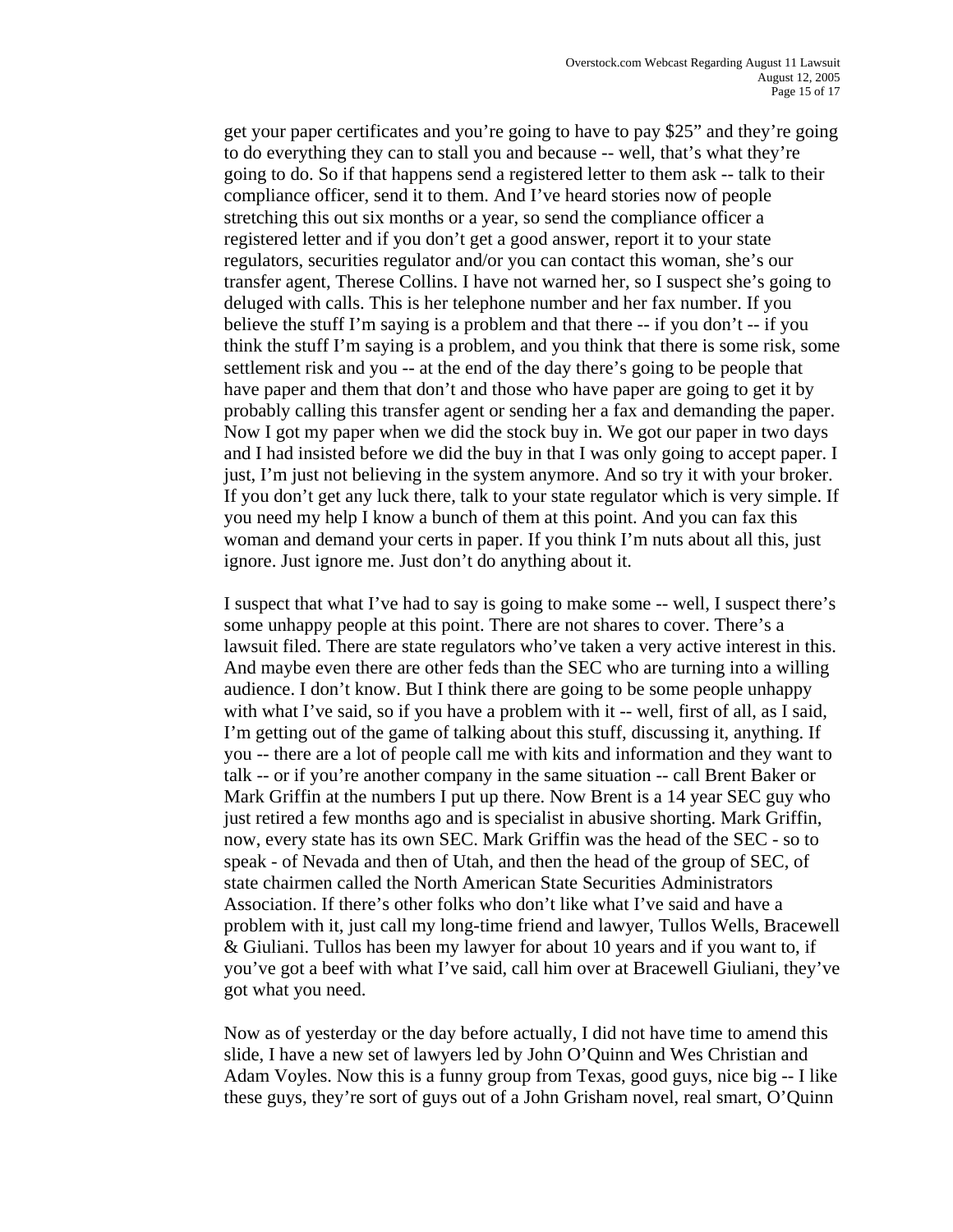get your paper certificates and you're going to have to pay $25" and they're going to do everything they can to stall you and because -- well, that's what they're going to do. So if that happens send a registered letter to them ask -- talk to their compliance officer, send it to them. And I've heard stories now of people stretching this out six months or a year, so send the compliance officer a registered letter and if you don't get a good answer, report it to your state regulators, securities regulator and/or you can contact this woman, she's our transfer agent, Therese Collins. I have not warned her, so I suspect she's going to deluged with calls. This is her telephone number and her fax number. If you believe the stuff I'm saying is a problem and that there -- if you don't -- if you think the stuff I'm saying is a problem, and you think that there is some risk, some settlement risk and you -- at the end of the day there's going to be people that have paper and them that don't and those who have paper are going to get it by probably calling this transfer agent or sending her a fax and demanding the paper. Now I got my paper when we did the stock buy in. We got our paper in two days and I had insisted before we did the buy in that I was only going to accept paper. I just, I'm just not believing in the system anymore. And so try it with your broker. If you don't get any luck there, talk to your state regulator which is very simple. If you need my help I know a bunch of them at this point. And you can fax this woman and demand your certs in paper. If you think I'm nuts about all this, just ignore. Just ignore me. Just don't do anything about it.

I suspect that what I've had to say is going to make some -- well, I suspect there's some unhappy people at this point. There are not shares to cover. There's a lawsuit filed. There are state regulators who've taken a very active interest in this. And maybe even there are other feds than the SEC who are turning into a willing audience. I don't know. But I think there are going to be some people unhappy with what I've said, so if you have a problem with it -- well, first of all, as I said, I'm getting out of the game of talking about this stuff, discussing it, anything. If you -- there are a lot of people call me with kits and information and they want to talk -- or if you're another company in the same situation -- call Brent Baker or Mark Griffin at the numbers I put up there. Now Brent is a 14 year SEC guy who just retired a few months ago and is specialist in abusive shorting. Mark Griffin, now, every state has its own SEC. Mark Griffin was the head of the SEC - so to speak - of Nevada and then of Utah, and then the head of the group of SEC, of state chairmen called the North American State Securities Administrators Association. If there's other folks who don't like what I've said and have a problem with it, just call my long-time friend and lawyer, Tullos Wells, Bracewell & Giuliani. Tullos has been my lawyer for about 10 years and if you want to, if you've got a beef with what I've said, call him over at Bracewell Giuliani, they've got what you need.

Now as of yesterday or the day before actually, I did not have time to amend this slide, I have a new set of lawyers led by John O'Quinn and Wes Christian and Adam Voyles. Now this is a funny group from Texas, good guys, nice big -- I like these guys, they're sort of guys out of a John Grisham novel, real smart, O'Quinn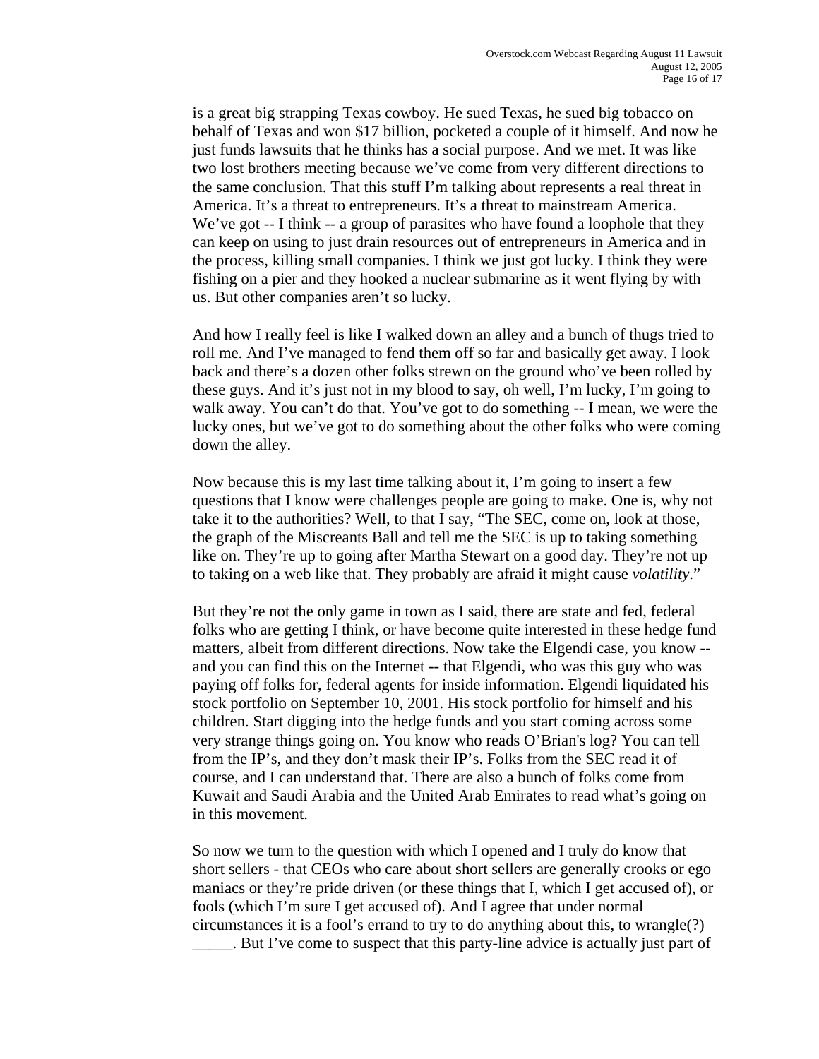is a great big strapping Texas cowboy. He sued Texas, he sued big tobacco on behalf of Texas and won $17 billion, pocketed a couple of it himself. And now he just funds lawsuits that he thinks has a social purpose. And we met. It was like two lost brothers meeting because we've come from very different directions to the same conclusion. That this stuff I'm talking about represents a real threat in America. It's a threat to entrepreneurs. It's a threat to mainstream America. We've got -- I think -- a group of parasites who have found a loophole that they can keep on using to just drain resources out of entrepreneurs in America and in the process, killing small companies. I think we just got lucky. I think they were fishing on a pier and they hooked a nuclear submarine as it went flying by with us. But other companies aren't so lucky.

And how I really feel is like I walked down an alley and a bunch of thugs tried to roll me. And I've managed to fend them off so far and basically get away. I look back and there's a dozen other folks strewn on the ground who've been rolled by these guys. And it's just not in my blood to say, oh well, I'm lucky, I'm going to walk away. You can't do that. You've got to do something -- I mean, we were the lucky ones, but we've got to do something about the other folks who were coming down the alley.

Now because this is my last time talking about it, I'm going to insert a few questions that I know were challenges people are going to make. One is, why not take it to the authorities? Well, to that I say, "The SEC, come on, look at those, the graph of the Miscreants Ball and tell me the SEC is up to taking something like on. They're up to going after Martha Stewart on a good day. They're not up to taking on a web like that. They probably are afraid it might cause *volatility*."

But they're not the only game in town as I said, there are state and fed, federal folks who are getting I think, or have become quite interested in these hedge fund matters, albeit from different directions. Now take the Elgendi case, you know -- and you can find this on the Internet -- that Elgendi, who was this guy who was paying off folks for, federal agents for inside information. Elgendi liquidated his stock portfolio on September 10, 2001. His stock portfolio for himself and his children. Start digging into the hedge funds and you start coming across some very strange things going on. You know who reads O'Brian's log? You can tell from the IP's, and they don't mask their IP's. Folks from the SEC read it of course, and I can understand that. There are also a bunch of folks come from Kuwait and Saudi Arabia and the United Arab Emirates to read what's going on in this movement.

So now we turn to the question with which I opened and I truly do know that short sellers - that CEOs who care about short sellers are generally crooks or ego maniacs or they're pride driven (or these things that I, which I get accused of), or fools (which I'm sure I get accused of). And I agree that under normal circumstances it is a fool's errand to try to do anything about this, to wrangle(?) _____. But I've come to suspect that this party-line advice is actually just part of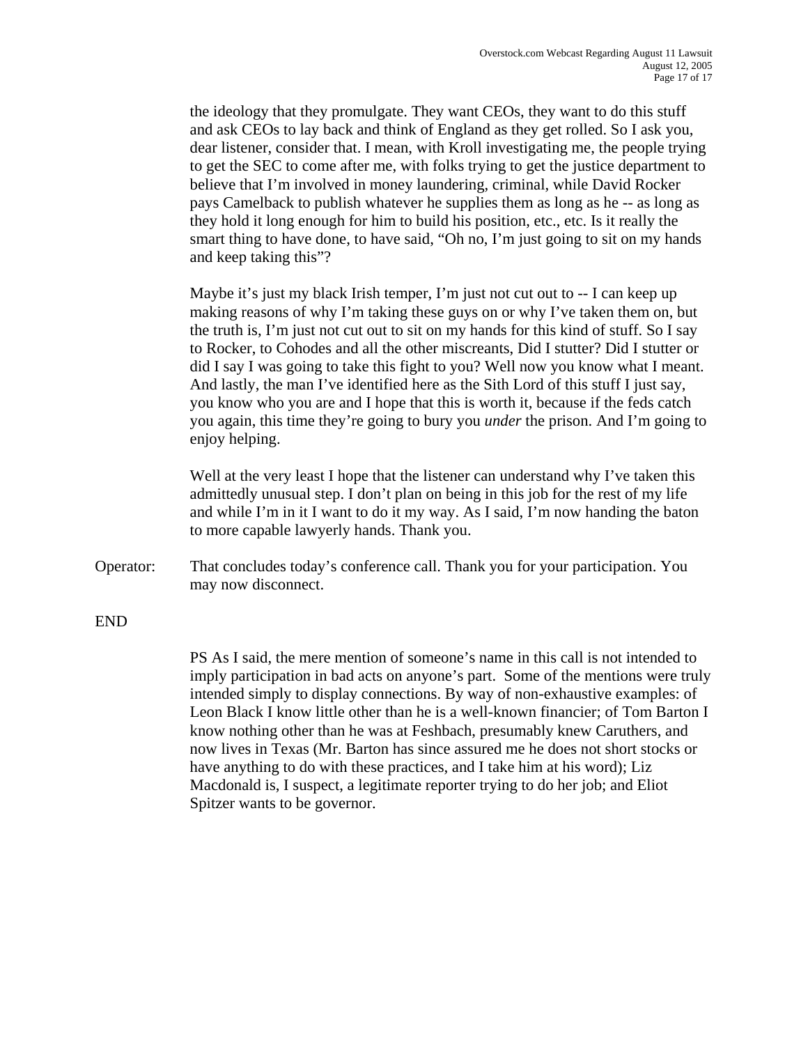the ideology that they promulgate. They want CEOs, they want to do this stuff and ask CEOs to lay back and think of England as they get rolled. So I ask you, dear listener, consider that. I mean, with Kroll investigating me, the people trying to get the SEC to come after me, with folks trying to get the justice department to believe that I'm involved in money laundering, criminal, while David Rocker pays Camelback to publish whatever he supplies them as long as he -- as long as they hold it long enough for him to build his position, etc., etc. Is it really the smart thing to have done, to have said, "Oh no, I'm just going to sit on my hands and keep taking this"?

Maybe it's just my black Irish temper, I'm just not cut out to -- I can keep up making reasons of why I'm taking these guys on or why I've taken them on, but the truth is, I'm just not cut out to sit on my hands for this kind of stuff. So I say to Rocker, to Cohodes and all the other miscreants, Did I stutter? Did I stutter or did I say I was going to take this fight to you? Well now you know what I meant. And lastly, the man I've identified here as the Sith Lord of this stuff I just say, you know who you are and I hope that this is worth it, because if the feds catch you again, this time they're going to bury you *under* the prison. And I'm going to enjoy helping.

Well at the very least I hope that the listener can understand why I've taken this admittedly unusual step. I don't plan on being in this job for the rest of my life and while I'm in it I want to do it my way. As I said, I'm now handing the baton to more capable lawyerly hands. Thank you.

Operator: That concludes today's conference call. Thank you for your participation. You may now disconnect.

END

PS As I said, the mere mention of someone's name in this call is not intended to imply participation in bad acts on anyone's part. Some of the mentions were truly intended simply to display connections. By way of non-exhaustive examples: of Leon Black I know little other than he is a well-known financier; of Tom Barton I know nothing other than he was at Feshbach, presumably knew Caruthers, and now lives in Texas (Mr. Barton has since assured me he does not short stocks or have anything to do with these practices, and I take him at his word); Liz Macdonald is, I suspect, a legitimate reporter trying to do her job; and Eliot Spitzer wants to be governor.